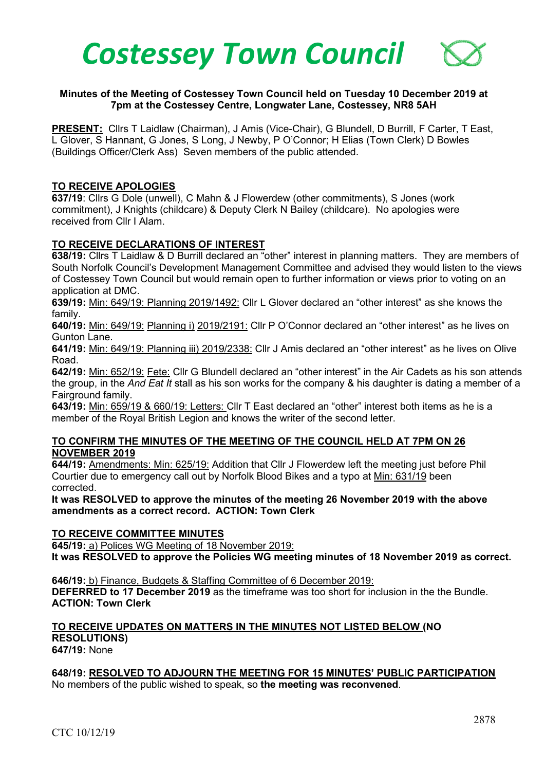# Costessey Town Council

**Minutes of the Meeting of Costessey Town Council held on Tuesday 10 December 2019 at 7pm at the Costessey Centre, Longwater Lane, Costessey, NR8 5AH**

**PRESENT:** Cllrs T Laidlaw (Chairman), J Amis (Vice-Chair), G Blundell, D Burrill, F Carter, T East, L Glover, S Hannant, G Jones, S Long, J Newby, P O'Connor; H Elias (Town Clerk) D Bowles (Buildings Officer/Clerk Ass) Seven members of the public attended.

## TO RECEIVE APOLOGIES

**637/19**: Cllrs G Dole (unwell), C Mahn & J Flowerdew (other commitments), S Jones (work commitment), J Knights (childcare) & Deputy Clerk N Bailey (childcare). No apologies were received from Cllr I Alam.

## TO RECEIVE DECLARATIONS OF INTEREST

**638/19:** Cllrs T Laidlaw & D Burrill declared an "other" interest in planning matters. They are members of South Norfolk Council's Development Management Committee and advised they would listen to the views of Costessey Town Council but would remain open to further information or views prior to voting on an application at DMC.

**639/19:** Min: 649/19: Planning 2019/1492: Cllr L Glover declared an "other interest" as she knows the family.

**640/19:** Min: 649/19: Planning i) 2019/2191: Cllr P O'Connor declared an "other interest" as he lives on Gunton Lane.

**641/19:** Min: 649/19: Planning iii) 2019/2338: Cllr J Amis declared an "other interest" as he lives on Olive Road.

**642/19:** Min: 652/19: Fete: Cllr G Blundell declared an "other interest" in the Air Cadets as his son attends the group, in the *And Eat It* stall as his son works for the company & his daughter is dating a member of a Fairground family.

**643/19:** Min: 659/19 & 660/19: Letters: Cllr T East declared an "other" interest both items as he is a member of the Royal British Legion and knows the writer of the second letter.

## TO CONFIRM THE MINUTES OF THE MEETING OF THE COUNCIL HELD AT 7PM ON 26 NOVEMBER 2019

**644/19:** Amendments: Min: 625/19: Addition that Cllr J Flowerdew left the meeting just before Phil Courtier due to emergency call out by Norfolk Blood Bikes and a typo at Min: 631/19 been corrected.

**It was RESOLVED to approve the minutes of the meeting 26 November 2019 with the above amendments as a correct record. ACTION: Town Clerk**

## TO RECEIVE COMMITTEE MINUTES

**645/19:** a) Polices WG Meeting of 18 November 2019:

**It was RESOLVED to approve the Policies WG meeting minutes of 18 November 2019 as correct.**

**646/19:** b) Finance, Budgets & Staffing Committee of 6 December 2019:

**DEFERRED to 17 December 2019** as the timeframe was too short for inclusion in the the Bundle. **ACTION: Town Clerk**

## TO RECEIVE UPDATES ON MATTERS IN THE MINUTES NOT LISTED BELOW (NO RESOLUTIONS)

**647/19:** None

**648/19: RESOLVED TO ADJOURN THE MEETING FOR 15 MINUTES' PUBLIC PARTICIPATION**

No members of the public wished to speak, so **the meeting was reconvened**.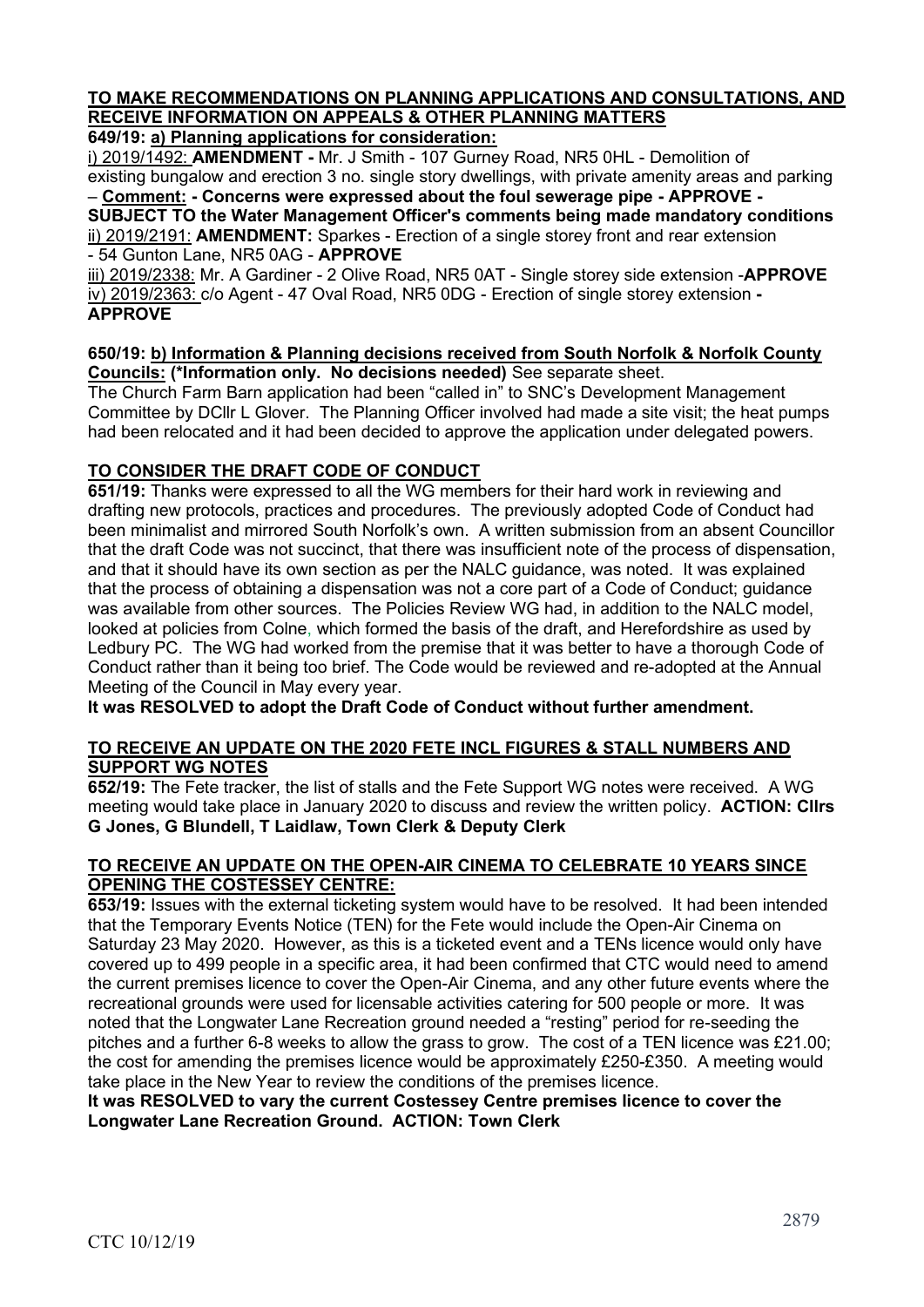**TO MAKE RECOMMENDATIONS ON PLANNING APPLICATIONS AND CONSULTATIONS, AND RECEIVE INFORMATION ON APPEALS & OTHER PLANNING MATTERS**

**649/19: a) Planning applications for consideration:**

i) 2019/1492: **AMENDMENT -** Mr. J Smith - 107 Gurney Road, NR5 0HL - Demolition of existing bungalow and erection 3 no. single story dwellings, with private amenity areas and parking – **Comment: - Concerns were expressed about the foul sewerage pipe - APPROVE - SUBJECT TO the Water Management Officer's comments being made mandatory conditions**

ii) 2019/2191: **AMENDMENT:** Sparkes - Erection of a single storey front and rear extension - 54 Gunton Lane, NR5 0AG - **APPROVE**

iii) 2019/2338: Mr. A Gardiner - 2 Olive Road, NR5 0AT - Single storey side extension -**APPROVE**

iv) 2019/2363: c/o Agent - 47 Oval Road, NR5 0DG - Erection of single storey extension **- APPROVE**

**650/19: b) Information & Planning decisions received from South Norfolk & Norfolk County Councils: (\*Information only. No decisions needed)** See separate sheet.

The Church Farm Barn application had been "called in" to SNC's Development Management Committee by DCllr L Glover. The Planning Officer involved had made a site visit; the heat pumps had been relocated and it had been decided to approve the application under delegated powers.

**TO CONSIDER THE DRAFT CODE OF CONDUCT**

**651/19:** Thanks were expressed to all the WG members for their hard work in reviewing and drafting new protocols, practices and procedures. The previously adopted Code of Conduct had been minimalist and mirrored South Norfolk's own. A written submission from an absent Councillor that the draft Code was not succinct, that there was insufficient note of the process of dispensation, and that it should have its own section as per the NALC guidance, was noted. It was explained that the process of obtaining a dispensation was not a core part of a Code of Conduct; guidance was available from other sources. The Policies Review WG had, in addition to the NALC model, looked at policies from Colne, which formed the basis of the draft, and Herefordshire as used by Ledbury PC. The WG had worked from the premise that it was better to have a thorough Code of Conduct rather than it being too brief. The Code would be reviewed and re-adopted at the Annual Meeting of the Council in May every year.

**It was RESOLVED to adopt the Draft Code of Conduct without further amendment.**

**TO RECEIVE AN UPDATE ON THE 2020 FETE INCL FIGURES & STALL NUMBERS AND SUPPORT WG NOTES**

**652/19:** The Fete tracker, the list of stalls and the Fete Support WG notes were received. A WG meeting would take place in January 2020 to discuss and review the written policy. **ACTION: Cllrs G Jones, G Blundell, T Laidlaw, Town Clerk & Deputy Clerk**

**TO RECEIVE AN UPDATE ON THE OPEN-AIR CINEMA TO CELEBRATE 10 YEARS SINCE OPENING THE COSTESSEY CENTRE:**

**653/19:** Issues with the external ticketing system would have to be resolved. It had been intended that the Temporary Events Notice (TEN) for the Fete would include the Open-Air Cinema on Saturday 23 May 2020. However, as this is a ticketed event and a TENs licence would only have covered up to 499 people in a specific area, it had been confirmed that CTC would need to amend the current premises licence to cover the Open-Air Cinema, and any other future events where the recreational grounds were used for licensable activities catering for 500 people or more. It was noted that the Longwater Lane Recreation ground needed a "resting" period for re-seeding the pitches and a further 6-8 weeks to allow the grass to grow. The cost of a TEN licence was £21.00; the cost for amending the premises licence would be approximately £250-£350. A meeting would take place in the New Year to review the conditions of the premises licence.

**It was RESOLVED to vary the current Costessey Centre premises licence to cover the Longwater Lane Recreation Ground. ACTION: Town Clerk**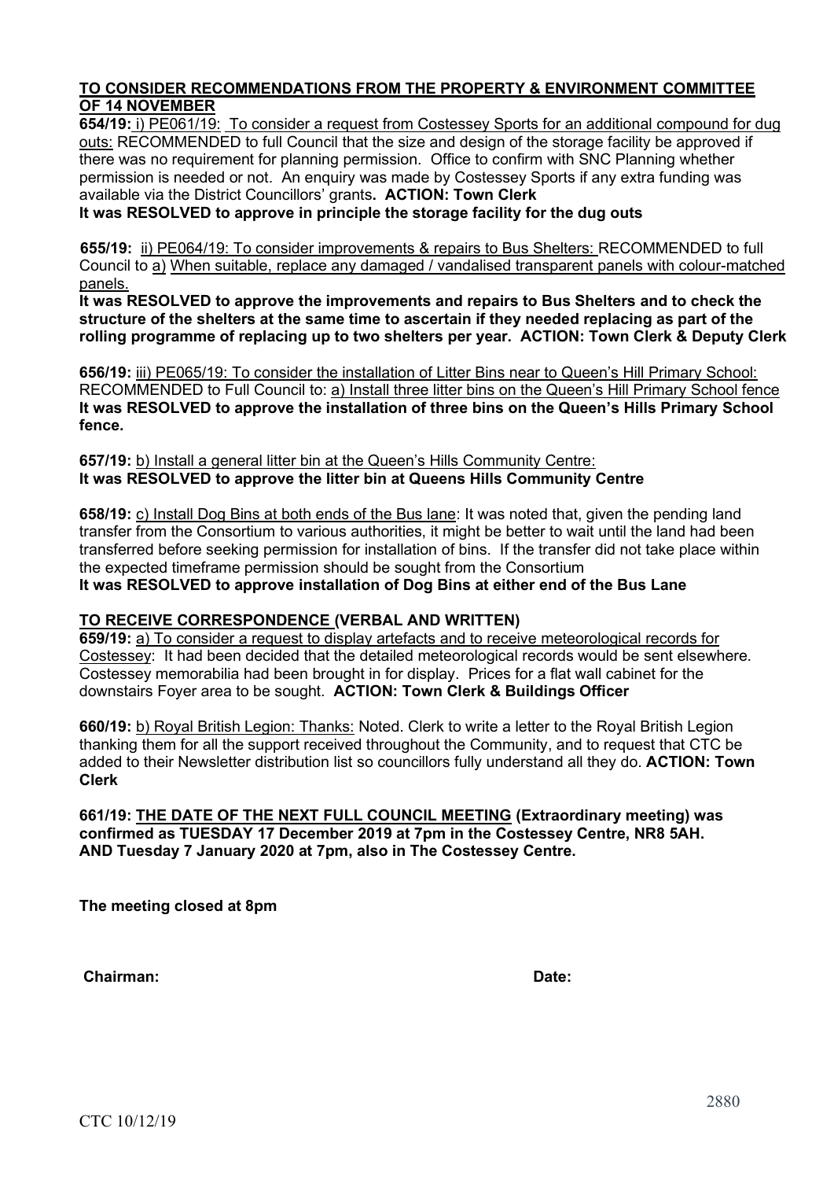**TO CONSIDER RECOMMENDATIONS FROM THE PROPERTY & ENVIRONMENT COMMITTEE OF 14 NOVEMBER**

**654/19:** i) PE061/19: To consider a request from Costessey Sports for an additional compound for dug outs: RECOMMENDED to full Council that the size and design of the storage facility be approved if there was no requirement for planning permission. Office to confirm with SNC Planning whether permission is needed or not. An enquiry was made by Costessey Sports if any extra funding was available via the District Councillors' grants**. ACTION: Town Clerk**

**It was RESOLVED to approve in principle the storage facility for the dug outs**

**655/19:** ii) PE064/19: To consider improvements & repairs to Bus Shelters: RECOMMENDED to full Council to a) When suitable, replace any damaged / vandalised transparent panels with colour-matched panels.

**It was RESOLVED to approve the improvements and repairs to Bus Shelters and to check the structure of the shelters at the same time to ascertain if they needed replacing as part of the rolling programme of replacing up to two shelters per year. ACTION: Town Clerk & Deputy Clerk**

**656/19:** iii) PE065/19: To consider the installation of Litter Bins near to Queen's Hill Primary School: RECOMMENDED to Full Council to: a) Install three litter bins on the Queen's Hill Primary School fence

**It was RESOLVED to approve the installation of three bins on the Queen's Hills Primary School fence.**

**657/19:** b) Install a general litter bin at the Queen's Hills Community Centre:

**It was RESOLVED to approve the litter bin at Queens Hills Community Centre**

**658/19:** c) Install Dog Bins at both ends of the Bus lane: It was noted that, given the pending land transfer from the Consortium to various authorities, it might be better to wait until the land had been transferred before seeking permission for installation of bins. If the transfer did not take place within the expected timeframe permission should be sought from the Consortium

**It was RESOLVED to approve installation of Dog Bins at either end of the Bus Lane**

**TO RECEIVE CORRESPONDENCE (VERBAL AND WRITTEN)**

**659/19:** a) To consider a request to display artefacts and to receive meteorological records for Costessey: It had been decided that the detailed meteorological records would be sent elsewhere. Costessey memorabilia had been brought in for display. Prices for a flat wall cabinet for the downstairs Foyer area to be sought. **ACTION: Town Clerk & Buildings Officer**

**660/19:** b) Royal British Legion: Thanks: Noted. Clerk to write a letter to the Royal British Legion thanking them for all the support received throughout the Community, and to request that CTC be added to their Newsletter distribution list so councillors fully understand all they do. **ACTION: Town Clerk**

**661/19: THE DATE OF THE NEXT FULL COUNCIL MEETING (Extraordinary meeting) was confirmed as TUESDAY 17 December 2019 at 7pm in the Costessey Centre, NR8 5AH. AND Tuesday 7 January 2020 at 7pm, also in The Costessey Centre.**

**The meeting closed at 8pm**

**Chairman:** **Date:**

CTC 10/12/19